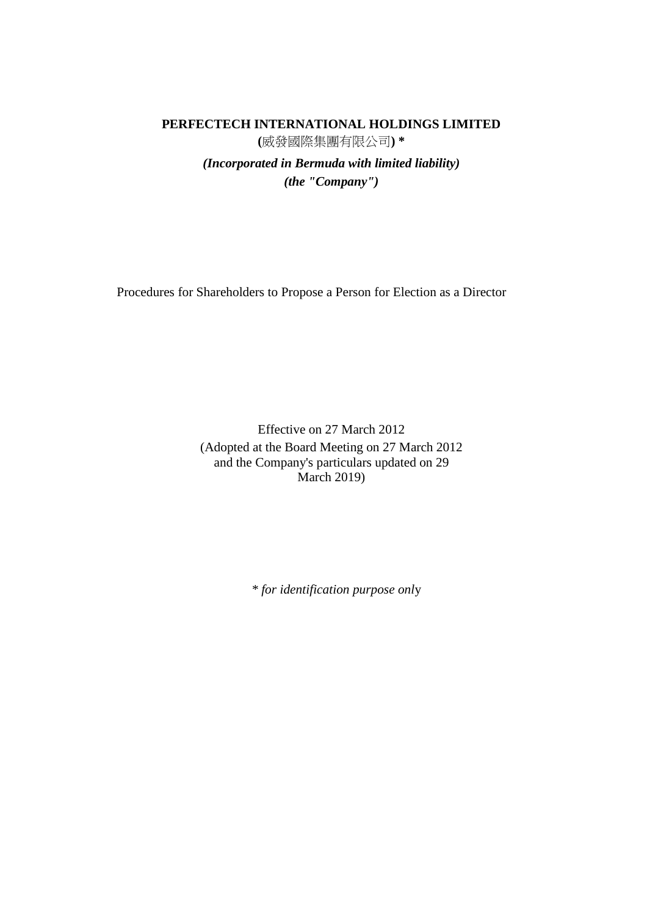**PERFECTECH INTERNATIONAL HOLDINGS LIMITED**

**(**威發國際集團有限公司**) \***

***(Incorporated in Bermuda with limited liability)***

***(the "Company")***

Procedures for Shareholders to Propose a Person for Election as a Director

Effective on 27 March 2012

(Adopted at the Board Meeting on 27 March 2012 and the Company's particulars updated on 29 March 2019)

\* *for identification purpose only*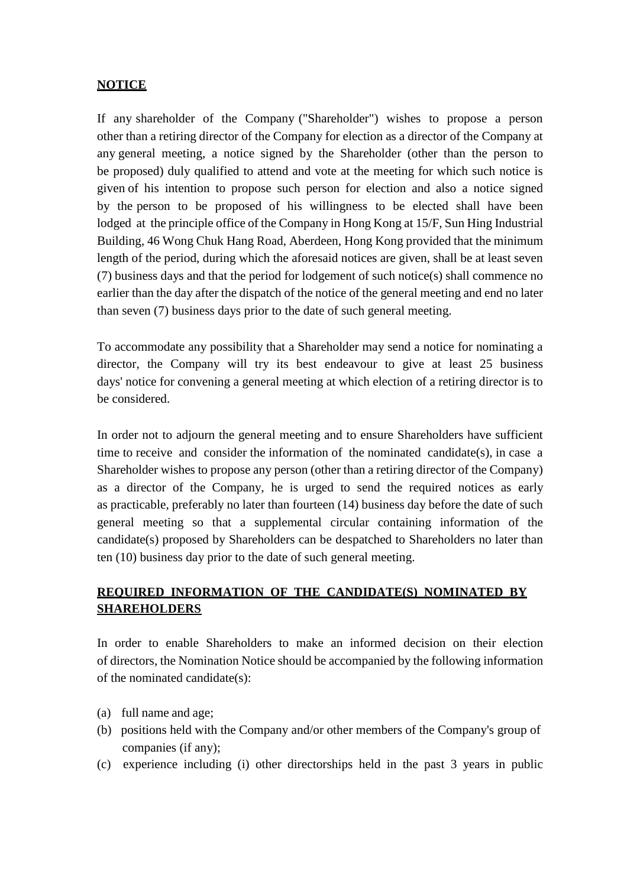## NOTICE

If any shareholder of the Company ("Shareholder") wishes to propose a person other than a retiring director of the Company for election as a director of the Company at any general meeting, a notice signed by the Shareholder (other than the person to be proposed) duly qualified to attend and vote at the meeting for which such notice is given of his intention to propose such person for election and also a notice signed by the person to be proposed of his willingness to be elected shall have been lodged at the principle office of the Company in Hong Kong at 15/F, Sun Hing Industrial Building, 46 Wong Chuk Hang Road, Aberdeen, Hong Kong provided that the minimum length of the period, during which the aforesaid notices are given, shall be at least seven (7) business days and that the period for lodgement of such notice(s) shall commence no earlier than the day after the dispatch of the notice of the general meeting and end no later than seven (7) business days prior to the date of such general meeting.

To accommodate any possibility that a Shareholder may send a notice for nominating a director, the Company will try its best endeavour to give at least 25 business days' notice for convening a general meeting at which election of a retiring director is to be considered.

In order not to adjourn the general meeting and to ensure Shareholders have sufficient time to receive and consider the information of the nominated candidate(s), in case a Shareholder wishes to propose any person (other than a retiring director of the Company) as a director of the Company, he is urged to send the required notices as early as practicable, preferably no later than fourteen (14) business day before the date of such general meeting so that a supplemental circular containing information of the candidate(s) proposed by Shareholders can be despatched to Shareholders no later than ten (10) business day prior to the date of such general meeting.

## REQUIRED INFORMATION OF THE CANDIDATE(S) NOMINATED BY SHAREHOLDERS

In order to enable Shareholders to make an informed decision on their election of directors, the Nomination Notice should be accompanied by the following information of the nominated candidate(s):

(a) full name and age;
(b) positions held with the Company and/or other members of the Company's group of companies (if any);
(c) experience including (i) other directorships held in the past 3 years in public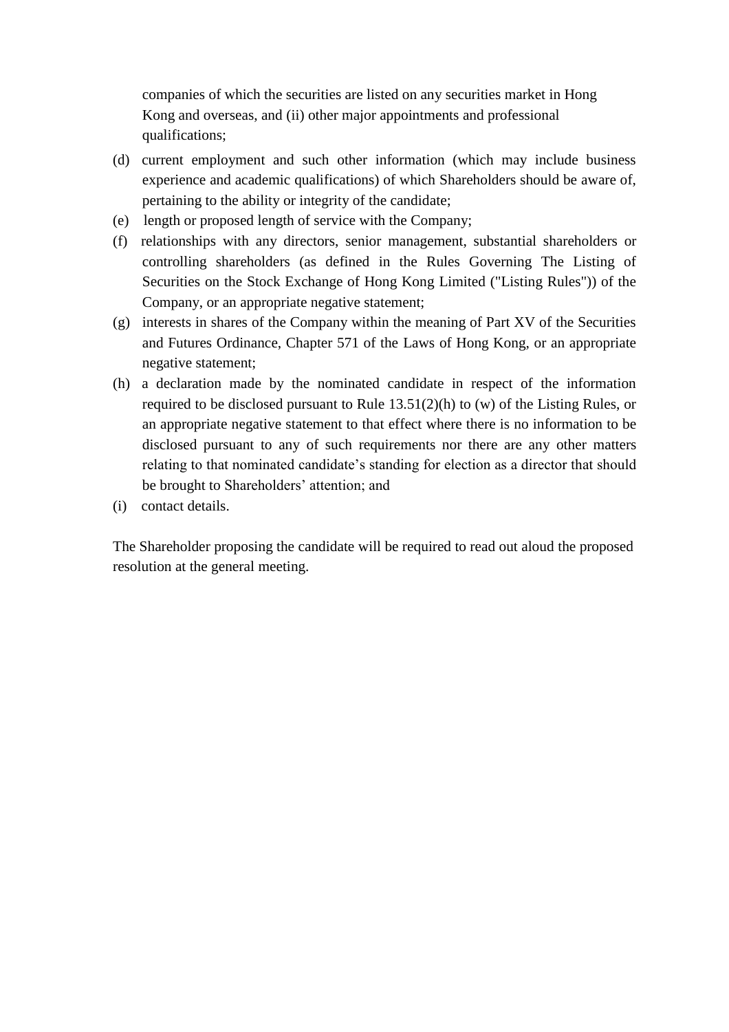companies of which the securities are listed on any securities market in Hong Kong and overseas, and (ii) other major appointments and professional qualifications;

(d) current employment and such other information (which may include business experience and academic qualifications) of which Shareholders should be aware of, pertaining to the ability or integrity of the candidate;

(e) length or proposed length of service with the Company;

(f) relationships with any directors, senior management, substantial shareholders or controlling shareholders (as defined in the Rules Governing The Listing of Securities on the Stock Exchange of Hong Kong Limited ("Listing Rules")) of the Company, or an appropriate negative statement;

(g) interests in shares of the Company within the meaning of Part XV of the Securities and Futures Ordinance, Chapter 571 of the Laws of Hong Kong, or an appropriate negative statement;

(h) a declaration made by the nominated candidate in respect of the information required to be disclosed pursuant to Rule 13.51(2)(h) to (w) of the Listing Rules, or an appropriate negative statement to that effect where there is no information to be disclosed pursuant to any of such requirements nor there are any other matters relating to that nominated candidate's standing for election as a director that should be brought to Shareholders' attention; and

(i) contact details.

The Shareholder proposing the candidate will be required to read out aloud the proposed resolution at the general meeting.